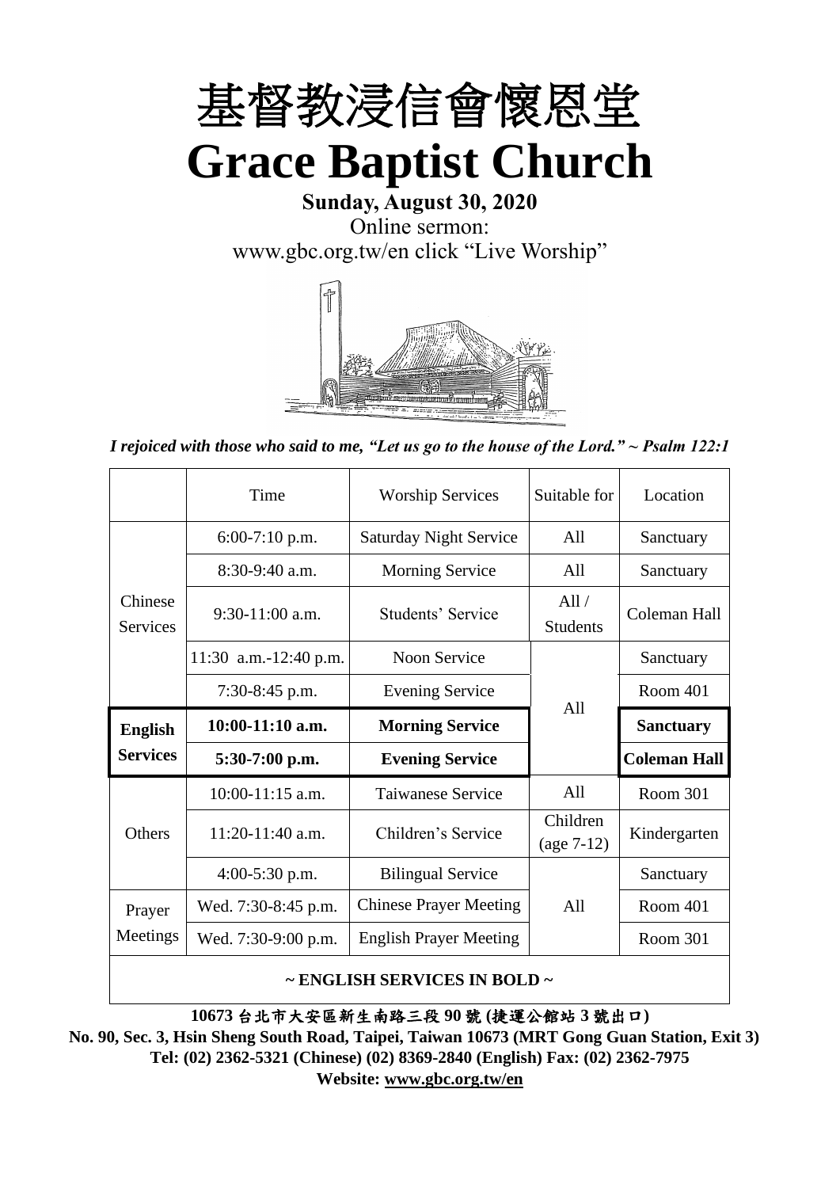# 基督教浸信會懷恩堂

# Grace Baptist Church

**Sunday, August 30, 2020**

Online sermon:

www.gbc.org.tw/en click "Live Worship"

*I rejoiced with those who said to me, "Let us go to the house of the Lord." ~ Psalm 122:1*

| | Time | Worship Services | Suitable for | Location |
|---|---|---|---|---|
| Chinese Services | 6:00-7:10 p.m. | Saturday Night Service | All | Sanctuary |
| | 8:30-9:40 a.m. | Morning Service | All | Sanctuary |
| | 9:30-11:00 a.m. | Students' Service | All / Students | Coleman Hall |
| | 11:30 a.m.-12:40 p.m. | Noon Service | All | Sanctuary |
| | 7:30-8:45 p.m. | Evening Service | | Room 401 |
| **English Services** | **10:00-11:10 a.m.** | **Morning Service** | | **Sanctuary** |
| | **5:30-7:00 p.m.** | **Evening Service** | | **Coleman Hall** |
| Others | 10:00-11:15 a.m. | Taiwanese Service | All | Room 301 |
| | 11:20-11:40 a.m. | Children's Service | Children (age 7-12) | Kindergarten |
| | 4:00-5:30 p.m. | Bilingual Service | All | Sanctuary |
| Prayer Meetings | Wed. 7:30-8:45 p.m. | Chinese Prayer Meeting | | Room 401 |
| | Wed. 7:30-9:00 p.m. | English Prayer Meeting | | Room 301 |

**~ ENGLISH SERVICES IN BOLD ~**

**10673 台北市大安區新生南路三段 90 號 (捷運公館站 3 號出口)**

**No. 90, Sec. 3, Hsin Sheng South Road, Taipei, Taiwan 10673 (MRT Gong Guan Station, Exit 3)**

**Tel: (02) 2362-5321 (Chinese) (02) 8369-2840 (English) Fax: (02) 2362-7975**

**Website: www.gbc.org.tw/en**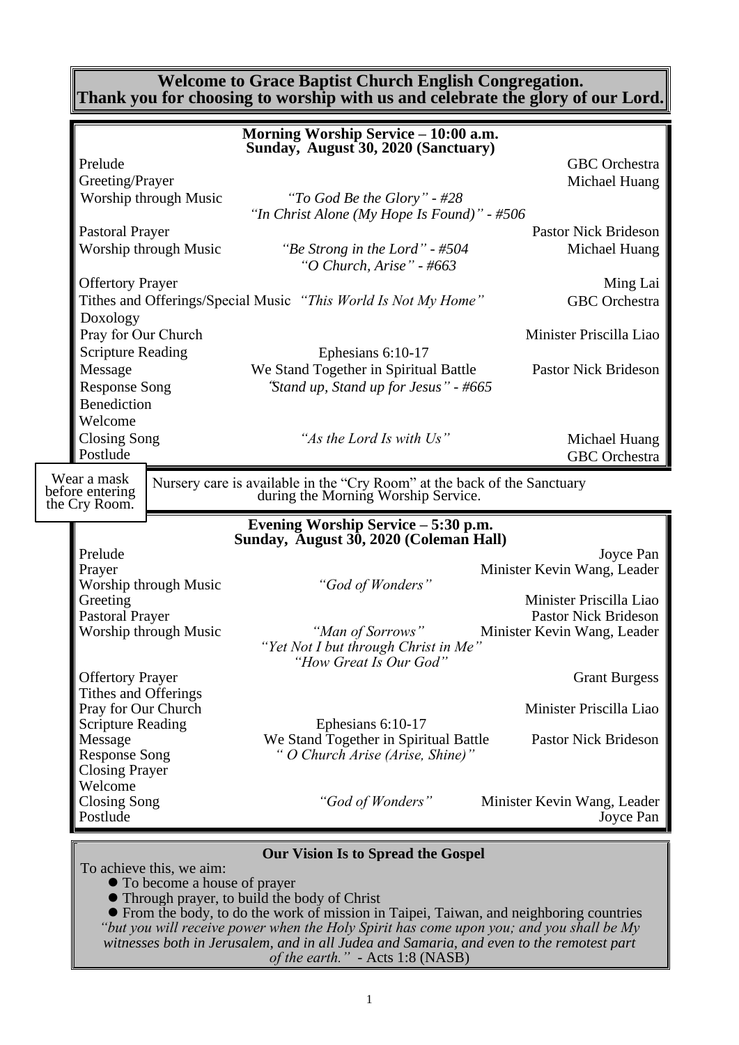**Welcome to Grace Baptist Church English Congregation.**
**Thank you for choosing to worship with us and celebrate the glory of our Lord.**

## Morning Worship Service – 10:00 a.m.
### Sunday, August 30, 2020 (Sanctuary)

| | | |
|---|---|---|
| Prelude | | GBC Orchestra |
| Greeting/Prayer | | Michael Huang |
| Worship through Music | *"To God Be the Glory" - #28*<br>*"In Christ Alone (My Hope Is Found)" - #506* | |
| Pastoral Prayer | | Pastor Nick Brideson |
| Worship through Music | *"Be Strong in the Lord" - #504*<br>*"O Church, Arise" - #663* | Michael Huang |
| Offertory Prayer | | Ming Lai |
| Tithes and Offerings/Special Music | *"This World Is Not My Home"* | GBC Orchestra |
| Doxology | | |
| Pray for Our Church | | Minister Priscilla Liao |
| Scripture Reading | Ephesians 6:10-17 | |
| Message | We Stand Together in Spiritual Battle | Pastor Nick Brideson |
| Response Song | *"Stand up, Stand up for Jesus" - #665* | |
| Benediction | | |
| Welcome | | |
| Closing Song | *"As the Lord Is with Us"* | Michael Huang |
| Postlude | | GBC Orchestra |

Wear a mask before entering the Cry Room.

Nursery care is available in the "Cry Room" at the back of the Sanctuary during the Morning Worship Service.

## Evening Worship Service – 5:30 p.m.
### Sunday, August 30, 2020 (Coleman Hall)

| | | |
|---|---|---|
| Prelude | | Joyce Pan |
| Prayer | | Minister Kevin Wang, Leader |
| Worship through Music | *"God of Wonders"* | |
| Greeting | | Minister Priscilla Liao |
| Pastoral Prayer | | Pastor Nick Brideson |
| Worship through Music | *"Man of Sorrows"*<br>*"Yet Not I but through Christ in Me"*<br>*"How Great Is Our God"* | Minister Kevin Wang, Leader |
| Offertory Prayer | | Grant Burgess |
| Tithes and Offerings | | |
| Pray for Our Church | | Minister Priscilla Liao |
| Scripture Reading | Ephesians 6:10-17 | |
| Message | We Stand Together in Spiritual Battle | Pastor Nick Brideson |
| Response Song | *" O Church Arise (Arise, Shine)"* | |
| Closing Prayer | | |
| Welcome | | |
| Closing Song | *"God of Wonders"* | Minister Kevin Wang, Leader |
| Postlude | | Joyce Pan |

**Our Vision Is to Spread the Gospel**

To achieve this, we aim:

- To become a house of prayer
- Through prayer, to build the body of Christ
- From the body, to do the work of mission in Taipei, Taiwan, and neighboring countries

*"but you will receive power when the Holy Spirit has come upon you; and you shall be My witnesses both in Jerusalem, and in all Judea and Samaria, and even to the remotest part of the earth."* - Acts 1:8 (NASB)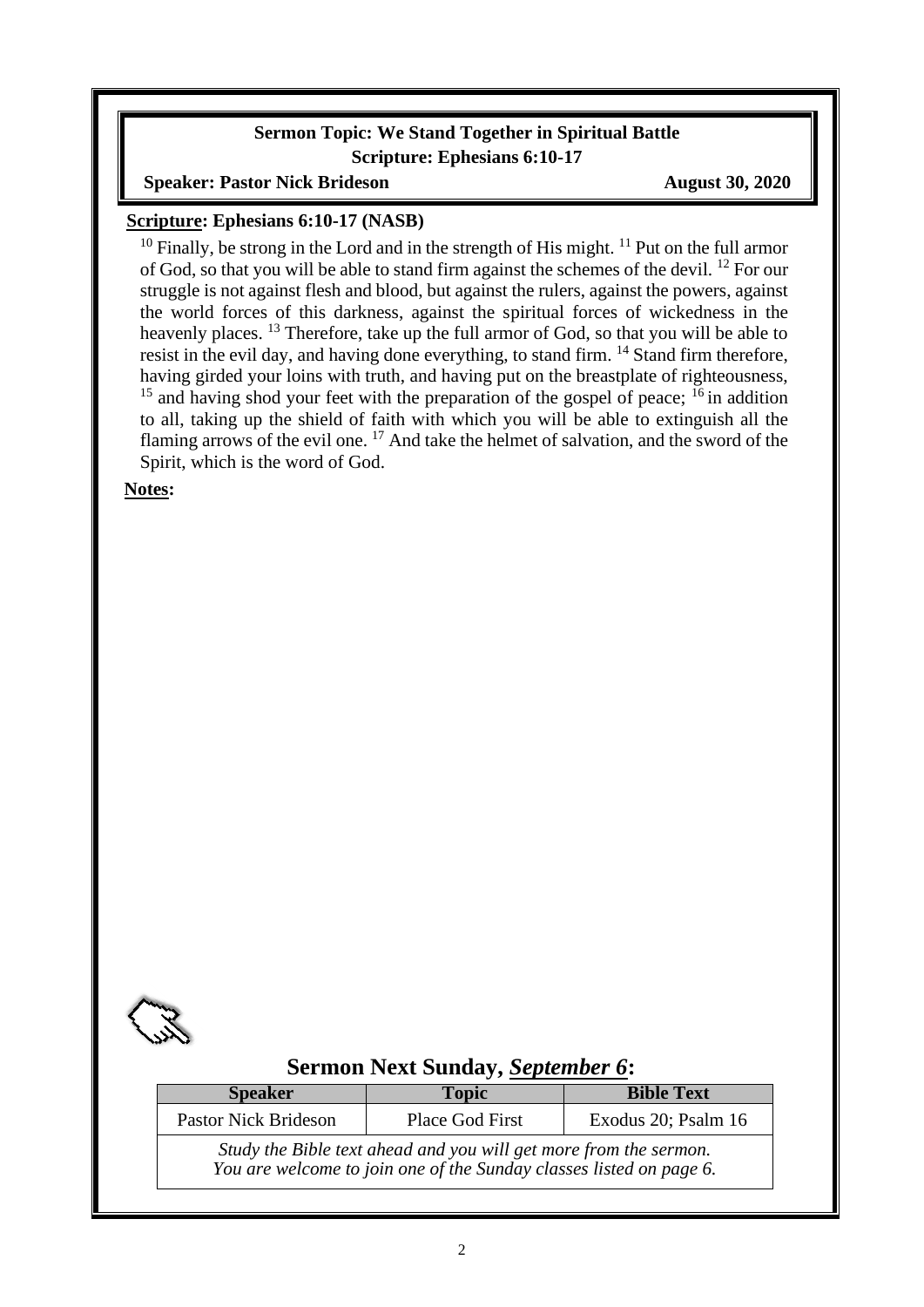**Sermon Topic: We Stand Together in Spiritual Battle**
**Scripture: Ephesians 6:10-17**
**Speaker: Pastor Nick Brideson** **August 30, 2020**

**Scripture: Ephesians 6:10-17 (NASB)**

[10] Finally, be strong in the Lord and in the strength of His might. [11] Put on the full armor of God, so that you will be able to stand firm against the schemes of the devil. [12] For our struggle is not against flesh and blood, but against the rulers, against the powers, against the world forces of this darkness, against the spiritual forces of wickedness in the heavenly places. [13] Therefore, take up the full armor of God, so that you will be able to resist in the evil day, and having done everything, to stand firm. [14] Stand firm therefore, having girded your loins with truth, and having put on the breastplate of righteousness, [15] and having shod your feet with the preparation of the gospel of peace; [16] in addition to all, taking up the shield of faith with which you will be able to extinguish all the flaming arrows of the evil one. [17] And take the helmet of salvation, and the sword of the Spirit, which is the word of God.

**Notes:**

## Sermon Next Sunday, *September 6*:

| Speaker | Topic | Bible Text |
|---|---|---|
| Pastor Nick Brideson | Place God First | Exodus 20; Psalm 16 |
| *Study the Bible text ahead and you will get more from the sermon. You are welcome to join one of the Sunday classes listed on page 6.* | | |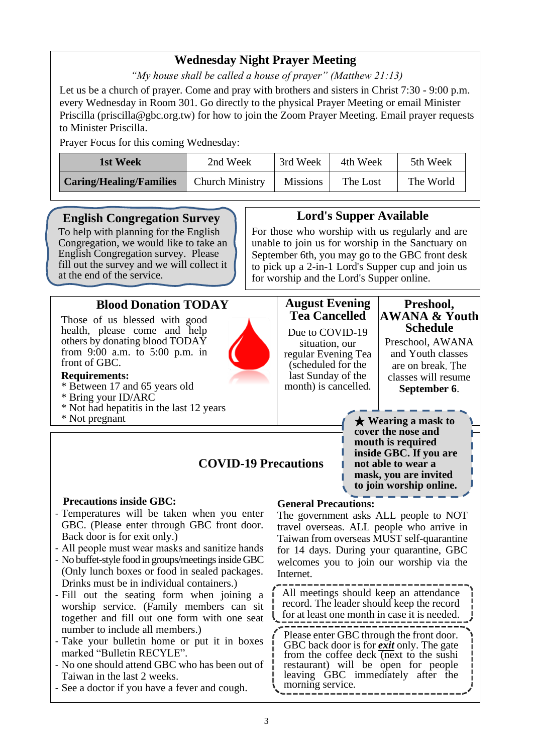## Wednesday Night Prayer Meeting

*"My house shall be called a house of prayer" (Matthew 21:13)*

Let us be a church of prayer. Come and pray with brothers and sisters in Christ 7:30 - 9:00 p.m. every Wednesday in Room 301. Go directly to the physical Prayer Meeting or email Minister Priscilla (priscilla@gbc.org.tw) for how to join the Zoom Prayer Meeting. Email prayer requests to Minister Priscilla.

Prayer Focus for this coming Wednesday:

| **1st Week** | 2nd Week | 3rd Week | 4th Week | 5th Week |
|---|---|---|---|---|
| **Caring/Healing/Families** | Church Ministry | Missions | The Lost | The World |

## English Congregation Survey

To help with planning for the English Congregation, we would like to take an English Congregation survey. Please fill out the survey and we will collect it at the end of the service.

## Lord's Supper Available

For those who worship with us regularly and are unable to join us for worship in the Sanctuary on September 6th, you may go to the GBC front desk to pick up a 2-in-1 Lord's Supper cup and join us for worship and the Lord's Supper online.

## Blood Donation TODAY

Those of us blessed with good health, please come and help others by donating blood TODAY from 9:00 a.m. to 5:00 p.m. in front of GBC.

**Requirements:**
* Between 17 and 65 years old
* Bring your ID/ARC
* Not had hepatitis in the last 12 years
* Not pregnant

## August Evening Tea Cancelled

Due to COVID-19 situation, our regular Evening Tea (scheduled for the last Sunday of the month) is cancelled.

## Preschool, AWANA & Youth Schedule

Preschool, AWANA and Youth classes are on break. The classes will resume **September 6**.

## COVID-19 Precautions

**★ Wearing a mask to cover the nose and mouth is required inside GBC. If you are not able to wear a mask, you are invited to join worship online.**

**Precautions inside GBC:**

- Temperatures will be taken when you enter GBC. (Please enter through GBC front door. Back door is for exit only.)
- All people must wear masks and sanitize hands
- No buffet-style food in groups/meetings inside GBC (Only lunch boxes or food in sealed packages. Drinks must be in individual containers.)
- Fill out the seating form when joining a worship service. (Family members can sit together and fill out one form with one seat number to include all members.)
- Take your bulletin home or put it in boxes marked "Bulletin RECYLE".
- No one should attend GBC who has been out of Taiwan in the last 2 weeks.
- See a doctor if you have a fever and cough.

**General Precautions:**

The government asks ALL people to NOT travel overseas. ALL people who arrive in Taiwan from overseas MUST self-quarantine for 14 days. During your quarantine, GBC welcomes you to join our worship via the Internet.

All meetings should keep an attendance record. The leader should keep the record for at least one month in case it is needed.

Please enter GBC through the front door. GBC back door is for ***exit*** only. The gate from the coffee deck (next to the sushi restaurant) will be open for people leaving GBC immediately after the morning service.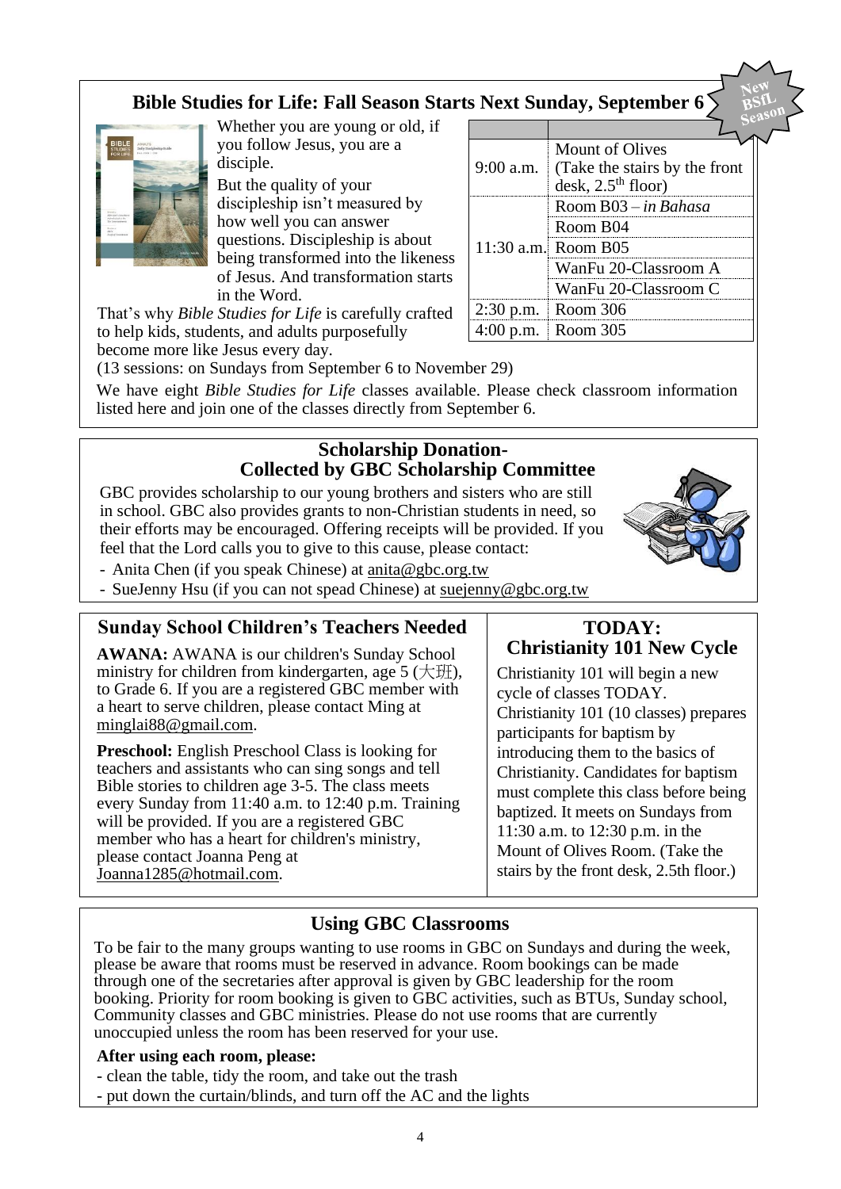## Bible Studies for Life: Fall Season Starts Next Sunday, September 6

New BSfL Season

Whether you are young or old, if you follow Jesus, you are a disciple.

But the quality of your discipleship isn't measured by how well you can answer questions. Discipleship is about being transformed into the likeness of Jesus. And transformation starts in the Word.

That's why *Bible Studies for Life* is carefully crafted to help kids, students, and adults purposefully become more like Jesus every day.

| | |
|---|---|
| 9:00 a.m. | Mount of Olives (Take the stairs by the front desk, 2.5th floor) |
| 11:30 a.m. | Room B03 – *in Bahasa* |
| | Room B04 |
| | Room B05 |
| | WanFu 20-Classroom A |
| | WanFu 20-Classroom C |
| 2:30 p.m. | Room 306 |
| 4:00 p.m. | Room 305 |

(13 sessions: on Sundays from September 6 to November 29)

We have eight *Bible Studies for Life* classes available. Please check classroom information listed here and join one of the classes directly from September 6.

## Scholarship Donation- Collected by GBC Scholarship Committee

GBC provides scholarship to our young brothers and sisters who are still in school. GBC also provides grants to non-Christian students in need, so their efforts may be encouraged. Offering receipts will be provided. If you feel that the Lord calls you to give to this cause, please contact:

- Anita Chen (if you speak Chinese) at anita@gbc.org.tw
- SueJenny Hsu (if you can not spead Chinese) at suejenny@gbc.org.tw

## Sunday School Children's Teachers Needed

**AWANA:** AWANA is our children's Sunday School ministry for children from kindergarten, age 5 (大班), to Grade 6. If you are a registered GBC member with a heart to serve children, please contact Ming at minglai88@gmail.com.

**Preschool:** English Preschool Class is looking for teachers and assistants who can sing songs and tell Bible stories to children age 3-5. The class meets every Sunday from 11:40 a.m. to 12:40 p.m. Training will be provided. If you are a registered GBC member who has a heart for children's ministry, please contact Joanna Peng at Joanna1285@hotmail.com.

## TODAY: Christianity 101 New Cycle

Christianity 101 will begin a new cycle of classes TODAY. Christianity 101 (10 classes) prepares participants for baptism by introducing them to the basics of Christianity. Candidates for baptism must complete this class before being baptized. It meets on Sundays from 11:30 a.m. to 12:30 p.m. in the Mount of Olives Room. (Take the stairs by the front desk, 2.5th floor.)

## Using GBC Classrooms

To be fair to the many groups wanting to use rooms in GBC on Sundays and during the week, please be aware that rooms must be reserved in advance. Room bookings can be made through one of the secretaries after approval is given by GBC leadership for the room booking. Priority for room booking is given to GBC activities, such as BTUs, Sunday school, Community classes and GBC ministries. Please do not use rooms that are currently unoccupied unless the room has been reserved for your use.

**After using each room, please:**

- clean the table, tidy the room, and take out the trash
- put down the curtain/blinds, and turn off the AC and the lights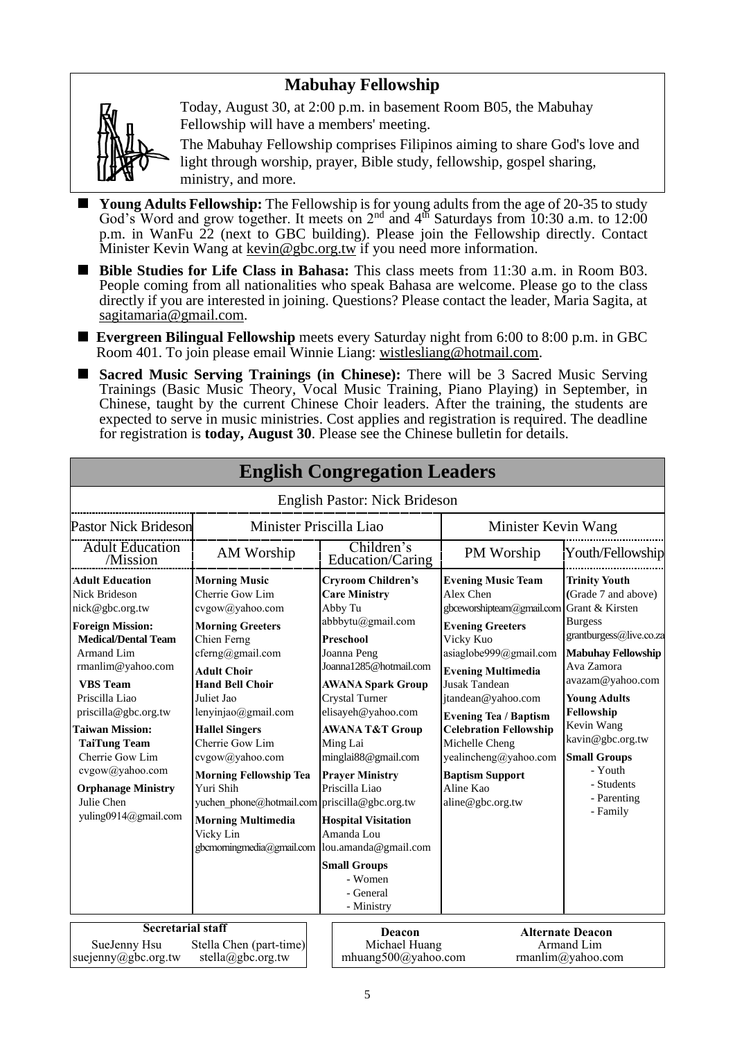## Mabuhay Fellowship

Today, August 30, at 2:00 p.m. in basement Room B05, the Mabuhay Fellowship will have a members' meeting.

The Mabuhay Fellowship comprises Filipinos aiming to share God's love and light through worship, prayer, Bible study, fellowship, gospel sharing, ministry, and more.

- **Young Adults Fellowship:** The Fellowship is for young adults from the age of 20-35 to study God's Word and grow together. It meets on 2nd and 4th Saturdays from 10:30 a.m. to 12:00 p.m. in WanFu 22 (next to GBC building). Please join the Fellowship directly. Contact Minister Kevin Wang at kevin@gbc.org.tw if you need more information.
- **Bible Studies for Life Class in Bahasa:** This class meets from 11:30 a.m. in Room B03. People coming from all nationalities who speak Bahasa are welcome. Please go to the class directly if you are interested in joining. Questions? Please contact the leader, Maria Sagita, at sagitamaria@gmail.com.
- **Evergreen Bilingual Fellowship** meets every Saturday night from 6:00 to 8:00 p.m. in GBC Room 401. To join please email Winnie Liang: wistlesliang@hotmail.com.
- **Sacred Music Serving Trainings (in Chinese):** There will be 3 Sacred Music Serving Trainings (Basic Music Theory, Vocal Music Training, Piano Playing) in September, in Chinese, taught by the current Chinese Choir leaders. After the training, the students are expected to serve in music ministries. Cost applies and registration is required. The deadline for registration is **today, August 30**. Please see the Chinese bulletin for details.

## English Congregation Leaders

English Pastor: Nick Brideson

| Pastor Nick Brideson | Minister Priscilla Liao | | Minister Kevin Wang | |
|---|---|---|---|---|
| Adult Education /Mission | AM Worship | Children's Education/Caring | PM Worship | Youth/Fellowship |
| **Adult Education**<br>Nick Brideson<br>nick@gbc.org.tw<br>**Foreign Mission:**<br>**Medical/Dental Team**<br>Armand Lim<br>rmanlim@yahoo.com<br>**VBS Team**<br>Priscilla Liao<br>priscilla@gbc.org.tw<br>**Taiwan Mission:**<br>**TaiTung Team**<br>Cherrie Gow Lim<br>cvgow@yahoo.com<br>**Orphanage Ministry**<br>Julie Chen<br>yuling0914@gmail.com | **Morning Music**<br>Cherrie Gow Lim<br>cvgow@yahoo.com<br>**Morning Greeters**<br>Chien Ferng<br>cferng@gmail.com<br>**Adult Choir**<br>**Hand Bell Choir**<br>Juliet Jao<br>lenyinjao@gmail.com<br>**Hallel Singers**<br>Cherrie Gow Lim<br>cvgow@yahoo.com<br>**Morning Fellowship Tea**<br>Yuri Shih<br>yuchen_phone@hotmail.com<br>**Morning Multimedia**<br>Vicky Lin<br>gbcmorningmedia@gmail.com | **Cryroom Children's Care Ministry**<br>Abby Tu<br>abbbytu@gmail.com<br>**Preschool**<br>Joanna Peng<br>Joanna1285@hotmail.com<br>**AWANA Spark Group**<br>Crystal Turner<br>elisayeh@yahoo.com<br>**AWANA T&T Group**<br>Ming Lai<br>minglai88@gmail.com<br>**Prayer Ministry**<br>Priscilla Liao<br>priscilla@gbc.org.tw<br>**Hospital Visitation**<br>Amanda Lou<br>lou.amanda@gmail.com<br>**Small Groups**<br>- Women<br>- General<br>- Ministry | **Evening Music Team**<br>Alex Chen<br>gbceworshipteam@gmail.com<br>**Evening Greeters**<br>Vicky Kuo<br>asiaglobe999@gmail.com<br>**Evening Multimedia**<br>Jusak Tandean<br>jtandean@yahoo.com<br>**Evening Tea / Baptism Celebration Fellowship**<br>Michelle Cheng<br>yealincheng@yahoo.com<br>**Baptism Support**<br>Aline Kao<br>aline@gbc.org.tw | **Trinity Youth** (Grade 7 and above)<br>Grant & Kirsten Burgess<br>grantburgess@live.co.za<br>**Mabuhay Fellowship**<br>Ava Zamora<br>avazam@yahoo.com<br>**Young Adults Fellowship**<br>Kevin Wang<br>kavin@gbc.org.tw<br>**Small Groups**<br>- Youth<br>- Students<br>- Parenting<br>- Family |

| Secretarial staff | |
|---|---|
| SueJenny Hsu<br>suejenny@gbc.org.tw | Stella Chen (part-time)<br>stella@gbc.org.tw |

| Deacon | Alternate Deacon |
|---|---|
| Michael Huang<br>mhuang500@yahoo.com | Armand Lim<br>rmanlim@yahoo.com |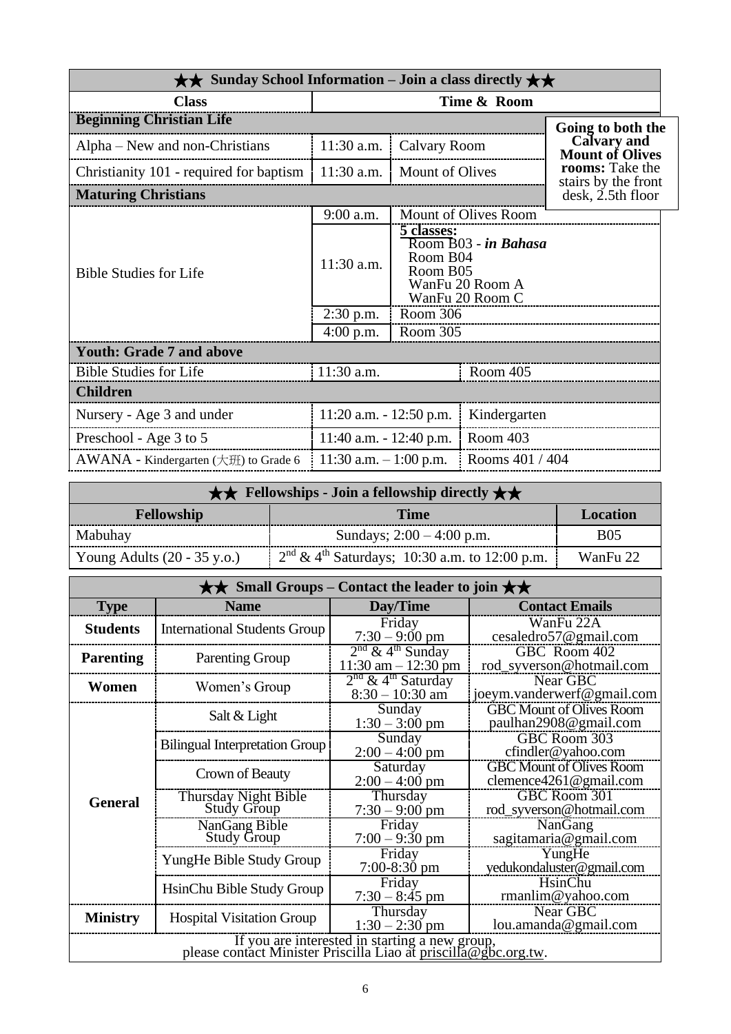| ★★ Sunday School Information – Join a class directly ★★ | | |
|---|---|---|
| **Class** | **Time & Room** | |
| **Beginning Christian Life** | | |
| Alpha – New and non-Christians | 11:30 a.m. | Calvary Room |
| Christianity 101 - required for baptism | 11:30 a.m. | Mount of Olives |
| **Maturing Christians** | | |
| Bible Studies for Life | 9:00 a.m. | Mount of Olives Room |
| | 11:30 a.m. | **5 classes:** Room B03 - ***in Bahasa***; Room B04; Room B05; WanFu 20 Room A; WanFu 20 Room C |
| | 2:30 p.m. | Room 306 |
| | 4:00 p.m. | Room 305 |
| **Youth: Grade 7 and above** | | |
| Bible Studies for Life | 11:30 a.m. | Room 405 |
| **Children** | | |
| Nursery - Age 3 and under | 11:20 a.m. - 12:50 p.m. | Kindergarten |
| Preschool - Age 3 to 5 | 11:40 a.m. - 12:40 p.m. | Room 403 |
| AWANA - Kindergarten (大班) to Grade 6 | 11:30 a.m. – 1:00 p.m. | Rooms 401 / 404 |

**Going to both the Calvary and Mount of Olives rooms:** Take the stairs by the front desk, 2.5th floor

| ★★ Fellowships - Join a fellowship directly ★★ | | |
|---|---|---|
| **Fellowship** | **Time** | **Location** |
| Mabuhay | Sundays; 2:00 – 4:00 p.m. | B05 |
| Young Adults (20 - 35 y.o.) | 2nd & 4th Saturdays; 10:30 a.m. to 12:00 p.m. | WanFu 22 |

| ★★ Small Groups – Contact the leader to join ★★ | | | |
|---|---|---|---|
| **Type** | **Name** | **Day/Time** | **Contact Emails** |
| **Students** | International Students Group | Friday 7:30 – 9:00 pm | WanFu 22A cesaledro57@gmail.com |
| **Parenting** | Parenting Group | 2nd & 4th Sunday 11:30 am – 12:30 pm | GBC Room 402 rod_syverson@hotmail.com |
| **Women** | Women's Group | 2nd & 4th Saturday 8:30 – 10:30 am | Near GBC joeym.vanderwerf@gmail.com |
| **General** | Salt & Light | Sunday 1:30 – 3:00 pm | GBC Mount of Olives Room paulhan2908@gmail.com |
| | Bilingual Interpretation Group | Sunday 2:00 – 4:00 pm | GBC Room 303 cfindler@yahoo.com |
| | Crown of Beauty | Saturday 2:00 – 4:00 pm | GBC Mount of Olives Room clemence4261@gmail.com |
| | Thursday Night Bible Study Group | Thursday 7:30 – 9:00 pm | GBC Room 301 rod_syverson@hotmail.com |
| | NanGang Bible Study Group | Friday 7:00 – 9:30 pm | NanGang sagitamaria@gmail.com |
| | YungHe Bible Study Group | Friday 7:00-8:30 pm | YungHe yedukondaluster@gmail.com |
| | HsinChu Bible Study Group | Friday 7:30 – 8:45 pm | HsinChu rmanlim@yahoo.com |
| **Ministry** | Hospital Visitation Group | Thursday 1:30 – 2:30 pm | Near GBC lou.amanda@gmail.com |

If you are interested in starting a new group, please contact Minister Priscilla Liao at priscilla@gbc.org.tw.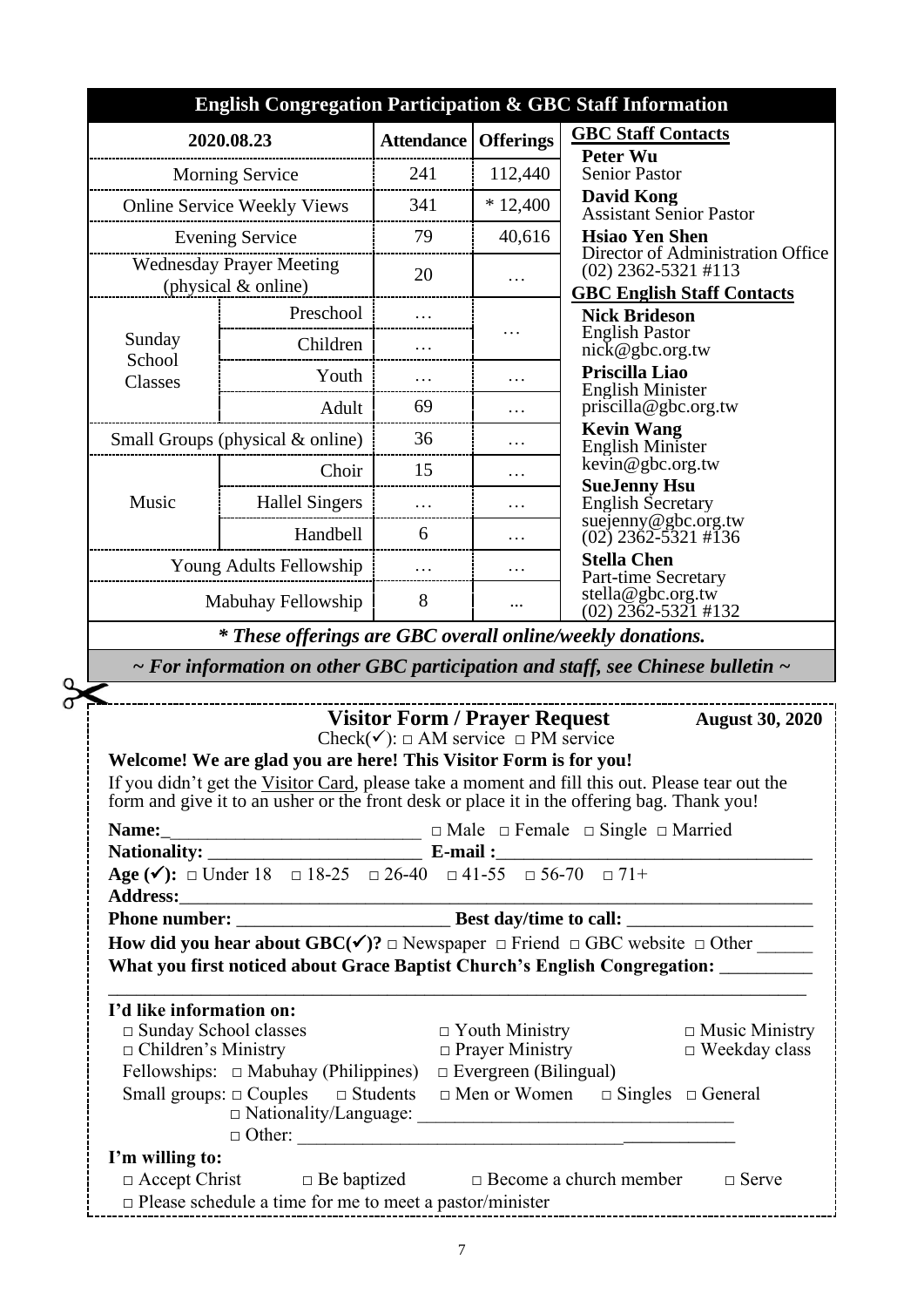## English Congregation Participation & GBC Staff Information

| 2020.08.23 | | Attendance | Offerings |
|---|---|---|---|
| Morning Service | | 241 | 112,440 |
| Online Service Weekly Views | | 341 | * 12,400 |
| Evening Service | | 79 | 40,616 |
| Wednesday Prayer Meeting (physical & online) | | 20 | … |
| Sunday School Classes | Preschool | … | … |
| | Children | … | |
| | Youth | … | … |
| | Adult | 69 | … |
| Small Groups (physical & online) | | 36 | … |
| Music | Choir | 15 | … |
| | Hallel Singers | … | … |
| | Handbell | 6 | … |
| Young Adults Fellowship | | … | … |
| Mabuhay Fellowship | | 8 | ... |

**GBC Staff Contacts**

**Peter Wu**
Senior Pastor

**David Kong**
Assistant Senior Pastor

**Hsiao Yen Shen**
Director of Administration Office
(02) 2362-5321 #113

**GBC English Staff Contacts**

**Nick Brideson**
English Pastor
nick@gbc.org.tw

**Priscilla Liao**
English Minister
priscilla@gbc.org.tw

**Kevin Wang**
English Minister
kevin@gbc.org.tw

**SueJenny Hsu**
English Secretary
suejenny@gbc.org.tw
(02) 2362-5321 #136

**Stella Chen**
Part-time Secretary
stella@gbc.org.tw
(02) 2362-5321 #132

***\* These offerings are GBC overall online/weekly donations.***

***~ For information on other GBC participation and staff, see Chinese bulletin ~***

---

## Visitor Form / Prayer Request

**August 30, 2020**

Check(✓): □ AM service □ PM service

**Welcome! We are glad you are here! This Visitor Form is for you!**

If you didn't get the Visitor Card, please take a moment and fill this out. Please tear out the form and give it to an usher or the front desk or place it in the offering bag. Thank you!

**Name:**____________________________ □ Male □ Female □ Single □ Married

**Nationality:** ________________________ **E-mail :**________________________________

**Age (✓):** □ Under 18 □ 18-25 □ 26-40 □ 41-55 □ 56-70 □ 71+

**Address:**_____________________________________________________________________

**Phone number:** _______________________ **Best day/time to call:** ____________________

**How did you hear about GBC(✓)?** □ Newspaper □ Friend □ GBC website □ Other ______

**What you first noticed about Grace Baptist Church's English Congregation:** __________

_____________________________________________________________________________

**I'd like information on:**

□ Sunday School classes □ Youth Ministry □ Music Ministry
□ Children's Ministry □ Prayer Ministry □ Weekday class
Fellowships: □ Mabuhay (Philippines) □ Evergreen (Bilingual)
Small groups: □ Couples □ Students □ Men or Women □ Singles □ General
□ Nationality/Language: __________________________________
□ Other: _______________________________________________

**I'm willing to:**

□ Accept Christ □ Be baptized □ Become a church member □ Serve
□ Please schedule a time for me to meet a pastor/minister